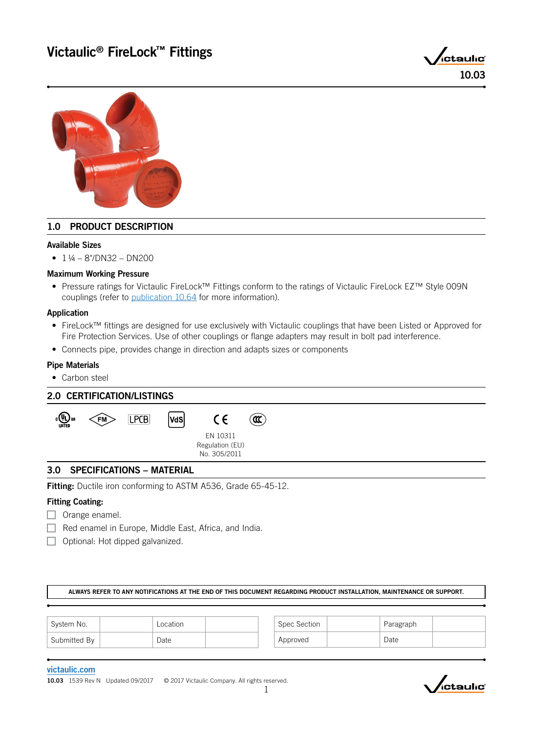# Victaulic® FireLock™ Fittings

10.03

## 1.0 PRODUCT DESCRIPTION

### Available Sizes

- 1 ¼ – 8"/DN32 – DN200

### Maximum Working Pressure

- Pressure ratings for Victaulic FireLock™ Fittings conform to the ratings of Victaulic FireLock EZ™ Style 009N couplings (refer to publication 10.64 for more information).

### Application

- FireLock™ fittings are designed for use exclusively with Victaulic couplings that have been Listed or Approved for Fire Protection Services. Use of other couplings or flange adapters may result in bolt pad interference.
- Connects pipe, provides change in direction and adapts sizes or components

### Pipe Materials

- Carbon steel

## 2.0 CERTIFICATION/LISTINGS

EN 10311
Regulation (EU)
No. 305/2011

## 3.0 SPECIFICATIONS – MATERIAL

**Fitting:** Ductile iron conforming to ASTM A536, Grade 65-45-12.

**Fitting Coating:**

☐ Orange enamel.

☐ Red enamel in Europe, Middle East, Africa, and India.

☐ Optional: Hot dipped galvanized.

ALWAYS REFER TO ANY NOTIFICATIONS AT THE END OF THIS DOCUMENT REGARDING PRODUCT INSTALLATION, MAINTENANCE OR SUPPORT.

| System No. | | Location | |
|---|---|---|---|
| Submitted By | | Date | |

| Spec Section | | Paragraph | |
|---|---|---|---|
| Approved | | Date | |

victaulic.com

10.03 1539 Rev N Updated 09/2017 © 2017 Victaulic Company. All rights reserved.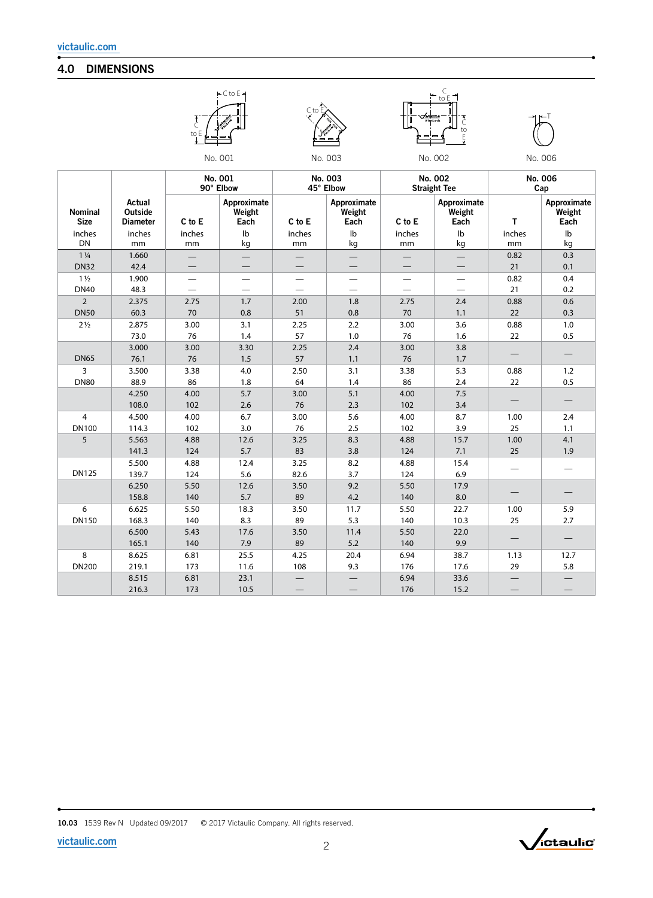## 4.0 DIMENSIONS

No. 001 No. 003 No. 002 No. 006

| Nominal Size | Actual Outside Diameter | No. 001 90° Elbow | | No. 003 45° Elbow | | No. 002 Straight Tee | | No. 006 Cap | |
|---|---|---|---|---|---|---|---|---|---|
| | | C to E | Approximate Weight Each | C to E | Approximate Weight Each | C to E | Approximate Weight Each | T | Approximate Weight Each |
| inches DN | inches mm | inches mm | lb kg | inches mm | lb kg | inches mm | lb kg | inches mm | lb kg |
| 1¼ DN32 | 1.660 42.4 | — — | — — | — — | — — | — — | — — | 0.82 21 | 0.3 0.1 |
| 1½ DN40 | 1.900 48.3 | — — | — — | — — | — — | — — | — — | 0.82 21 | 0.4 0.2 |
| 2 DN50 | 2.375 60.3 | 2.75 70 | 1.7 0.8 | 2.00 51 | 1.8 0.8 | 2.75 70 | 2.4 1.1 | 0.88 22 | 0.6 0.3 |
| 2½ | 2.875 73.0 | 3.00 76 | 3.1 1.4 | 2.25 57 | 2.2 1.0 | 3.00 76 | 3.6 1.6 | 0.88 22 | 1.0 0.5 |
| DN65 | 3.000 76.1 | 3.00 76 | 3.30 1.5 | 2.25 57 | 2.4 1.1 | 3.00 76 | 3.8 1.7 | — | — |
| 3 DN80 | 3.500 88.9 | 3.38 86 | 4.0 1.8 | 2.50 64 | 3.1 1.4 | 3.38 86 | 5.3 2.4 | 0.88 22 | 1.2 0.5 |
| | 4.250 108.0 | 4.00 102 | 5.7 2.6 | 3.00 76 | 5.1 2.3 | 4.00 102 | 7.5 3.4 | — | — |
| 4 DN100 | 4.500 114.3 | 4.00 102 | 6.7 3.0 | 3.00 76 | 5.6 2.5 | 4.00 102 | 8.7 3.9 | 1.00 25 | 2.4 1.1 |
| 5 | 5.563 141.3 | 4.88 124 | 12.6 5.7 | 3.25 83 | 8.3 3.8 | 4.88 124 | 15.7 7.1 | 1.00 25 | 4.1 1.9 |
| DN125 | 5.500 139.7 | 4.88 124 | 12.4 5.6 | 3.25 82.6 | 8.2 3.7 | 4.88 124 | 15.4 6.9 | — | — |
| | 6.250 158.8 | 5.50 140 | 12.6 5.7 | 3.50 89 | 9.2 4.2 | 5.50 140 | 17.9 8.0 | — | — |
| 6 DN150 | 6.625 168.3 | 5.50 140 | 18.3 8.3 | 3.50 89 | 11.7 5.3 | 5.50 140 | 22.7 10.3 | 1.00 25 | 5.9 2.7 |
| | 6.500 165.1 | 5.43 140 | 17.6 7.9 | 3.50 89 | 11.4 5.2 | 5.50 140 | 22.0 9.9 | — | — |
| 8 DN200 | 8.625 219.1 | 6.81 173 | 25.5 11.6 | 4.25 108 | 20.4 9.3 | 6.94 176 | 38.7 17.6 | 1.13 29 | 12.7 5.8 |
| | 8.515 216.3 | 6.81 173 | 23.1 10.5 | — — | — — | 6.94 176 | 33.6 15.2 | — — | — — |

10.03 1539 Rev N Updated 09/2017 © 2017 Victaulic Company. All rights reserved.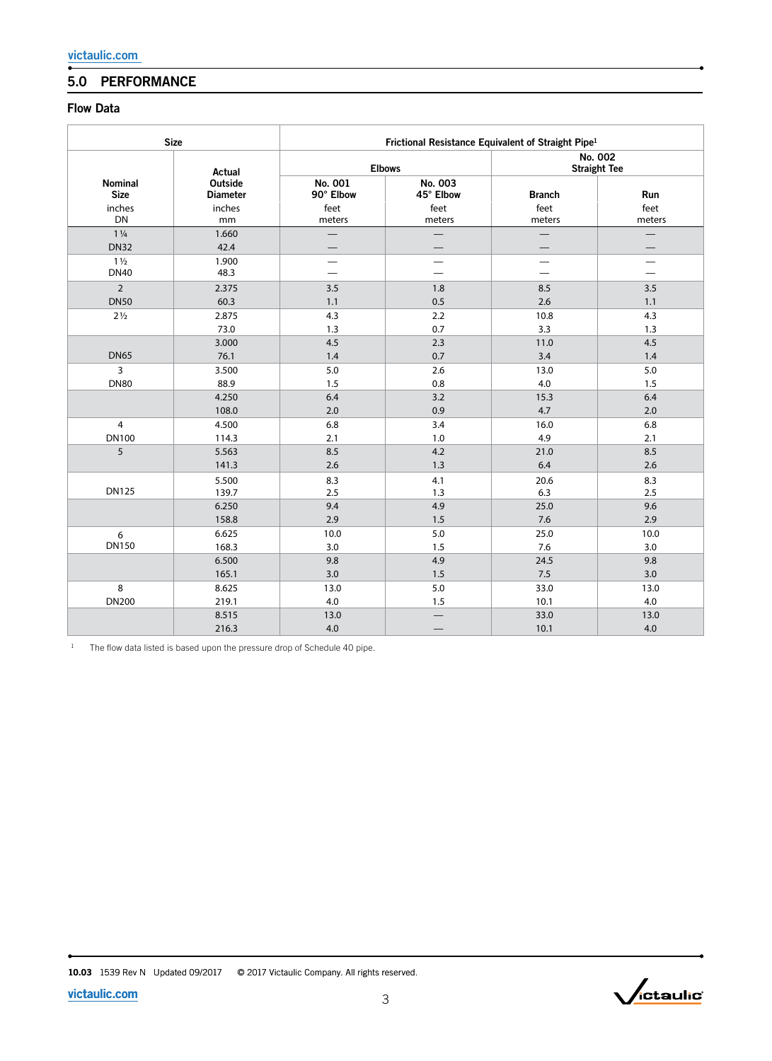## 5.0 PERFORMANCE

### Flow Data

| Size | | Frictional Resistance Equivalent of Straight Pipe[1] | | | |
|---|---|---|---|---|---|
| | | Elbows | | No. 002 Straight Tee | |
| Nominal Size inches DN | Actual Outside Diameter inches mm | No. 001 90° Elbow feet meters | No. 003 45° Elbow feet meters | Branch feet meters | Run feet meters |
| 1¼ DN32 | 1.660 42.4 | — — | — — | — — | — — |
| 1½ DN40 | 1.900 48.3 | — — | — — | — — | — — |
| 2 DN50 | 2.375 60.3 | 3.5 1.1 | 1.8 0.5 | 8.5 2.6 | 3.5 1.1 |
| 2½ | 2.875 73.0 | 4.3 1.3 | 2.2 0.7 | 10.8 3.3 | 4.3 1.3 |
| DN65 | 3.000 76.1 | 4.5 1.4 | 2.3 0.7 | 11.0 3.4 | 4.5 1.4 |
| 3 DN80 | 3.500 88.9 | 5.0 1.5 | 2.6 0.8 | 13.0 4.0 | 5.0 1.5 |
| | 4.250 108.0 | 6.4 2.0 | 3.2 0.9 | 15.3 4.7 | 6.4 2.0 |
| 4 DN100 | 4.500 114.3 | 6.8 2.1 | 3.4 1.0 | 16.0 4.9 | 6.8 2.1 |
| 5 | 5.563 141.3 | 8.5 2.6 | 4.2 1.3 | 21.0 6.4 | 8.5 2.6 |
| DN125 | 5.500 139.7 | 8.3 2.5 | 4.1 1.3 | 20.6 6.3 | 8.3 2.5 |
| | 6.250 158.8 | 9.4 2.9 | 4.9 1.5 | 25.0 7.6 | 9.6 2.9 |
| 6 DN150 | 6.625 168.3 | 10.0 3.0 | 5.0 1.5 | 25.0 7.6 | 10.0 3.0 |
| | 6.500 165.1 | 9.8 3.0 | 4.9 1.5 | 24.5 7.5 | 9.8 3.0 |
| 8 DN200 | 8.625 219.1 | 13.0 4.0 | 5.0 1.5 | 33.0 10.1 | 13.0 4.0 |
| | 8.515 216.3 | 13.0 4.0 | — — | 33.0 10.1 | 13.0 4.0 |

[1] The flow data listed is based upon the pressure drop of Schedule 40 pipe.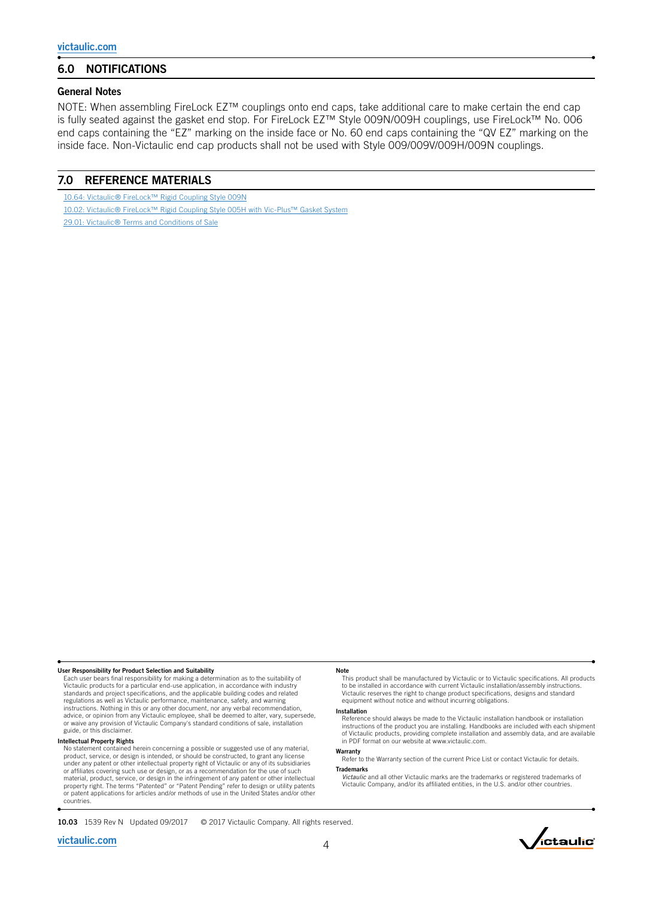## 6.0 NOTIFICATIONS

### General Notes

NOTE: When assembling FireLock EZ™ couplings onto end caps, take additional care to make certain the end cap is fully seated against the gasket end stop. For FireLock EZ™ Style 009N/009H couplings, use FireLock™ No. 006 end caps containing the "EZ" marking on the inside face or No. 60 end caps containing the "QV EZ" marking on the inside face. Non-Victaulic end cap products shall not be used with Style 009/009V/009H/009N couplings.

## 7.0 REFERENCE MATERIALS

10.64: Victaulic® FireLock™ Rigid Coupling Style 009N

10.02: Victaulic® FireLock™ Rigid Coupling Style 005H with Vic-Plus™ Gasket System

29.01: Victaulic® Terms and Conditions of Sale

**User Responsibility for Product Selection and Suitability**

Each user bears final responsibility for making a determination as to the suitability of Victaulic products for a particular end-use application, in accordance with industry standards and project specifications, and the applicable building codes and related regulations as well as Victaulic performance, maintenance, safety, and warning instructions. Nothing in this or any other document, nor any verbal recommendation, advice, or opinion from any Victaulic employee, shall be deemed to alter, vary, supersede, or waive any provision of Victaulic Company's standard conditions of sale, installation guide, or this disclaimer.

**Intellectual Property Rights**

No statement contained herein concerning a possible or suggested use of any material, product, service, or design is intended, or should be constructed, to grant any license under any patent or other intellectual property right of Victaulic or any of its subsidiaries or affiliates covering such use or design, or as a recommendation for the use of such material, product, service, or design in the infringement of any patent or other intellectual property right. The terms "Patented" or "Patent Pending" refer to design or utility patents or patent applications for articles and/or methods of use in the United States and/or other countries.

**Note**

This product shall be manufactured by Victaulic or to Victaulic specifications. All products to be installed in accordance with current Victaulic installation/assembly instructions. Victaulic reserves the right to change product specifications, designs and standard equipment without notice and without incurring obligations.

**Installation**

Reference should always be made to the Victaulic installation handbook or installation instructions of the product you are installing. Handbooks are included with each shipment of Victaulic products, providing complete installation and assembly data, and are available in PDF format on our website at www.victaulic.com.

**Warranty**

Refer to the Warranty section of the current Price List or contact Victaulic for details.

**Trademarks**

*Victaulic* and all other Victaulic marks are the trademarks or registered trademarks of Victaulic Company, and/or its affiliated entities, in the U.S. and/or other countries.

**10.03** 1539 Rev N Updated 09/2017 © 2017 Victaulic Company. All rights reserved.